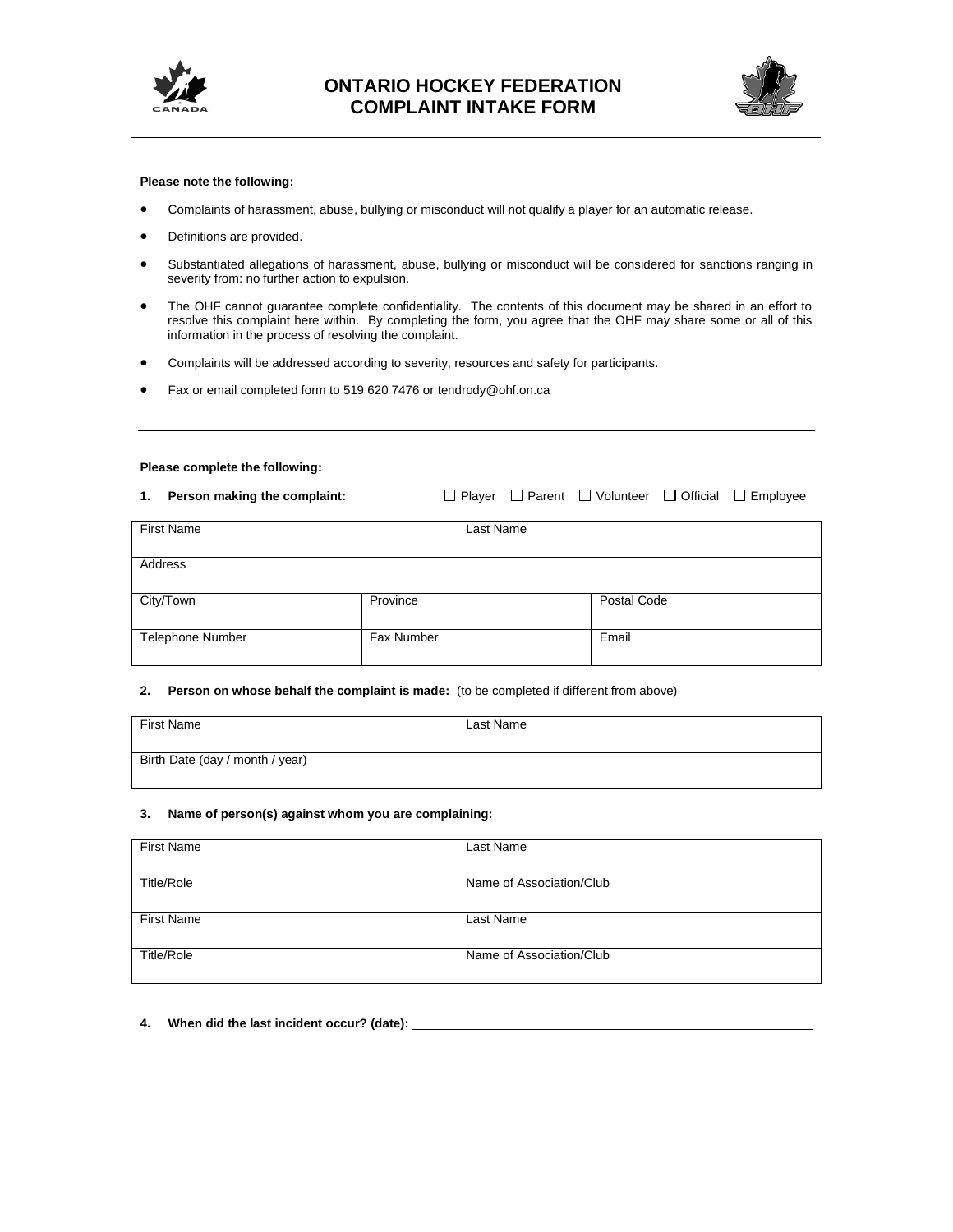# ONTARIO HOCKEY FEDERATION
# COMPLAINT INTAKE FORM

**Please note the following:**

- Complaints of harassment, abuse, bullying or misconduct will not qualify a player for an automatic release.
- Definitions are provided.
- Substantiated allegations of harassment, abuse, bullying or misconduct will be considered for sanctions ranging in severity from: no further action to expulsion.
- The OHF cannot guarantee complete confidentiality. The contents of this document may be shared in an effort to resolve this complaint here within. By completing the form, you agree that the OHF may share some or all of this information in the process of resolving the complaint.
- Complaints will be addressed according to severity, resources and safety for participants.
- Fax or email completed form to 519 620 7476 or tendrody@ohf.on.ca

---

**Please complete the following:**

**1. Person making the complaint:** ☐ Player ☐ Parent ☐ Volunteer ☐ Official ☐ Employee

| First Name | | Last Name |
|---|---|---|
| Address | | |
| City/Town | Province | Postal Code |
| Telephone Number | Fax Number | Email |

**2. Person on whose behalf the complaint is made:** (to be completed if different from above)

| First Name | Last Name |
|---|---|
| Birth Date (day / month / year) | |

**3. Name of person(s) against whom you are complaining:**

| First Name | Last Name |
|---|---|
| Title/Role | Name of Association/Club |
| First Name | Last Name |
| Title/Role | Name of Association/Club |

**4. When did the last incident occur? (date):** ____________________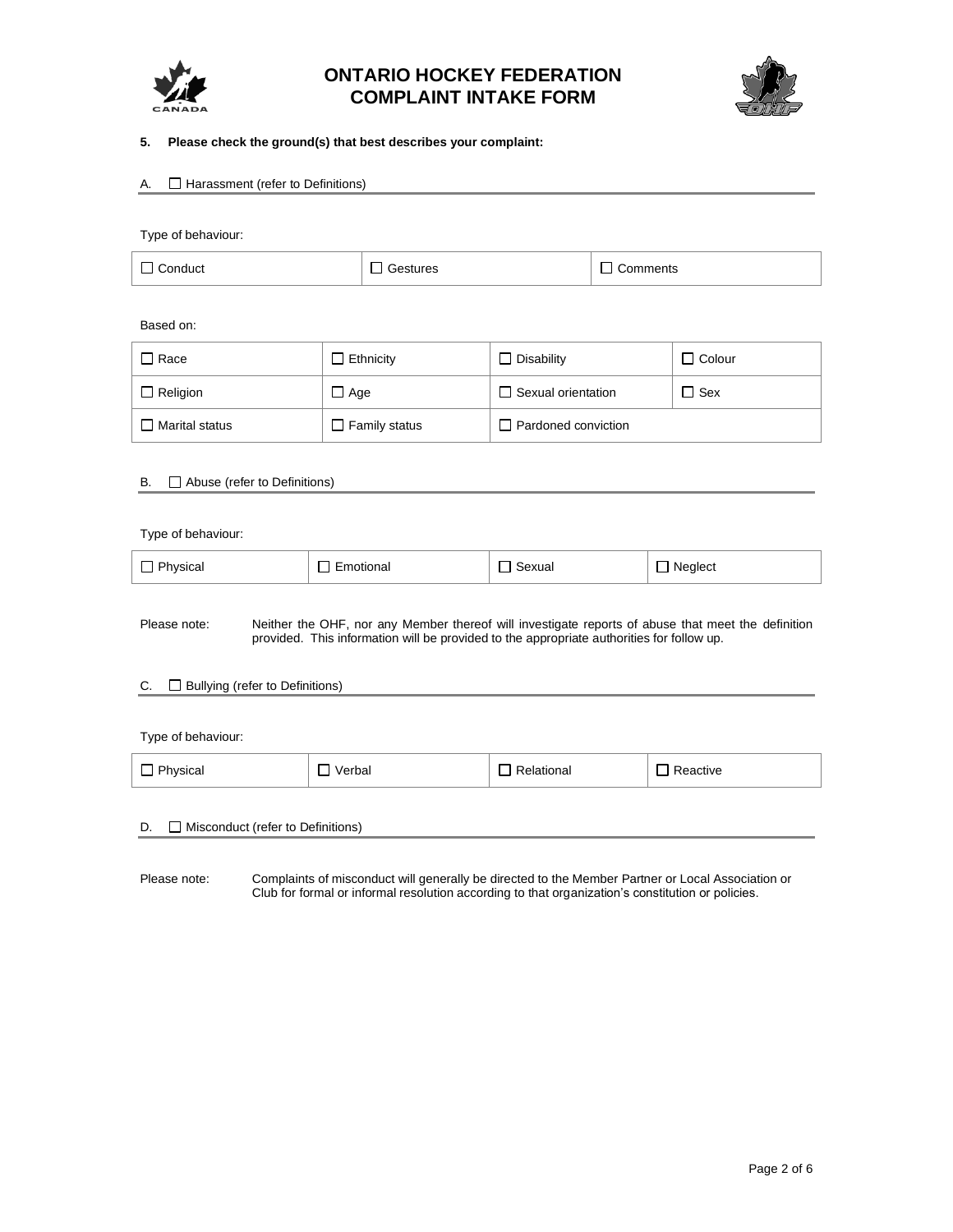# ONTARIO HOCKEY FEDERATION
# COMPLAINT INTAKE FORM

**5. Please check the ground(s) that best describes your complaint:**

A. ☐ Harassment (refer to Definitions)

Type of behaviour:

| ☐ Conduct | ☐ Gestures | ☐ Comments |
|---|---|---|

Based on:

| ☐ Race | ☐ Ethnicity | ☐ Disability | ☐ Colour |
|---|---|---|---|
| ☐ Religion | ☐ Age | ☐ Sexual orientation | ☐ Sex |
| ☐ Marital status | ☐ Family status | ☐ Pardoned conviction | |

B. ☐ Abuse (refer to Definitions)

Type of behaviour:

| ☐ Physical | ☐ Emotional | ☐ Sexual | ☐ Neglect |
|---|---|---|---|

Please note: Neither the OHF, nor any Member thereof will investigate reports of abuse that meet the definition provided. This information will be provided to the appropriate authorities for follow up.

C. ☐ Bullying (refer to Definitions)

Type of behaviour:

| ☐ Physical | ☐ Verbal | ☐ Relational | ☐ Reactive |
|---|---|---|---|

D. ☐ Misconduct (refer to Definitions)

Please note: Complaints of misconduct will generally be directed to the Member Partner or Local Association or Club for formal or informal resolution according to that organization's constitution or policies.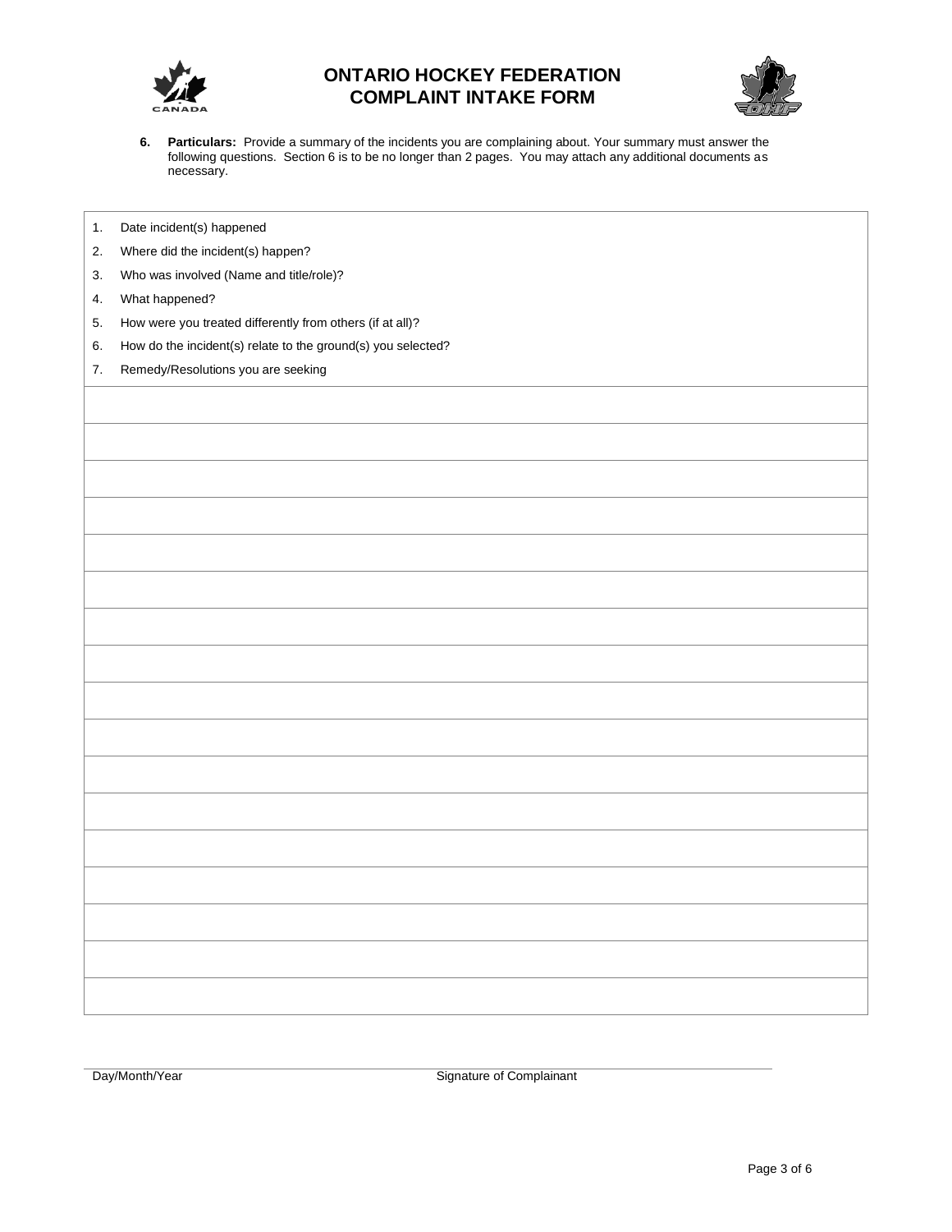# ONTARIO HOCKEY FEDERATION
# COMPLAINT INTAKE FORM

**6. Particulars:** Provide a summary of the incidents you are complaining about. Your summary must answer the following questions. Section 6 is to be no longer than 2 pages. You may attach any additional documents as necessary.

| 1. Date incident(s) happened<br>2. Where did the incident(s) happen?<br>3. Who was involved (Name and title/role)?<br>4. What happened?<br>5. How were you treated differently from others (if at all)?<br>6. How do the incident(s) relate to the ground(s) you selected?<br>7. Remedy/Resolutions you are seeking |
|---|
| |
| |
| |
| |
| |
| |
| |
| |
| |
| |
| |
| |
| |
| |
| |
| |
| |

Day/Month/Year                                        Signature of Complainant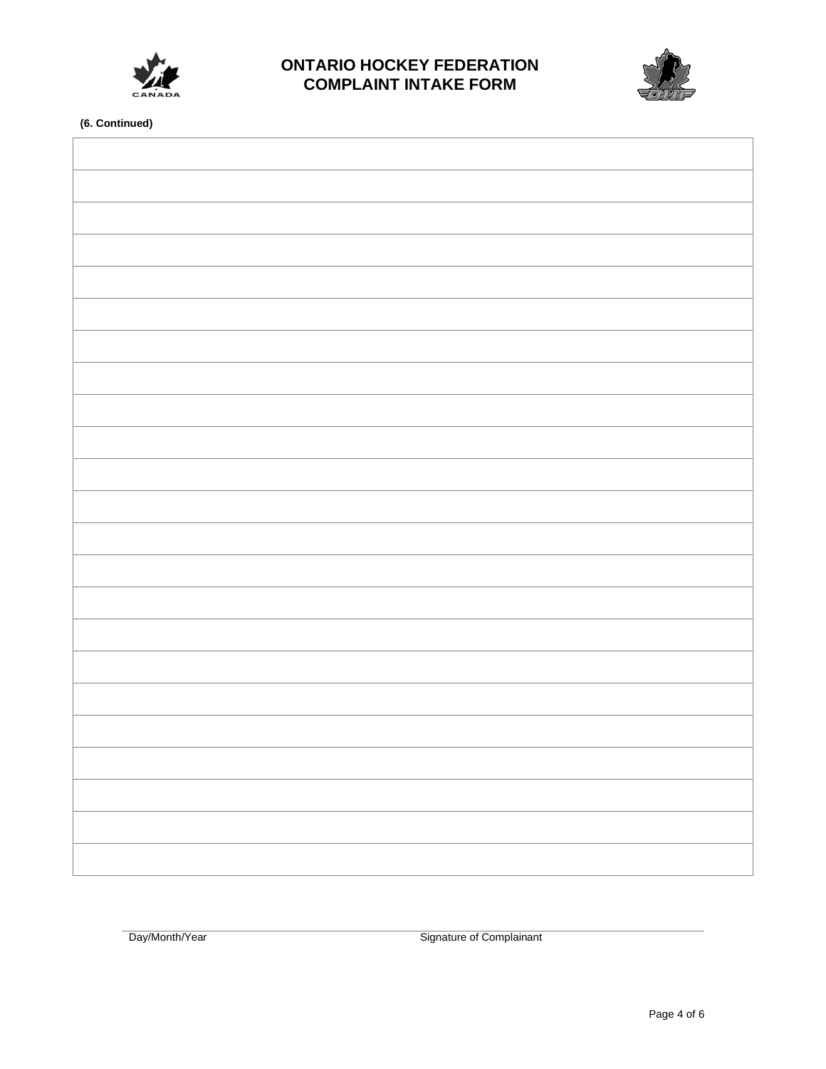# ONTARIO HOCKEY FEDERATION
# COMPLAINT INTAKE FORM

**(6. Continued)**

| |
|---|
| |
| |
| |
| |
| |
| |
| |
| |
| |
| |
| |
| |
| |
| |
| |
| |
| |
| |
| |
| |
| |
| |

Day/Month/Year &nbsp;&nbsp;&nbsp;&nbsp;&nbsp;&nbsp;&nbsp;&nbsp;&nbsp;&nbsp;&nbsp;&nbsp;&nbsp;&nbsp;&nbsp;&nbsp;&nbsp;&nbsp;&nbsp;&nbsp;&nbsp;&nbsp;&nbsp;&nbsp;&nbsp;&nbsp;&nbsp;&nbsp;&nbsp;&nbsp;&nbsp;&nbsp;&nbsp;&nbsp;&nbsp;&nbsp;&nbsp;&nbsp;&nbsp;&nbsp; Signature of Complainant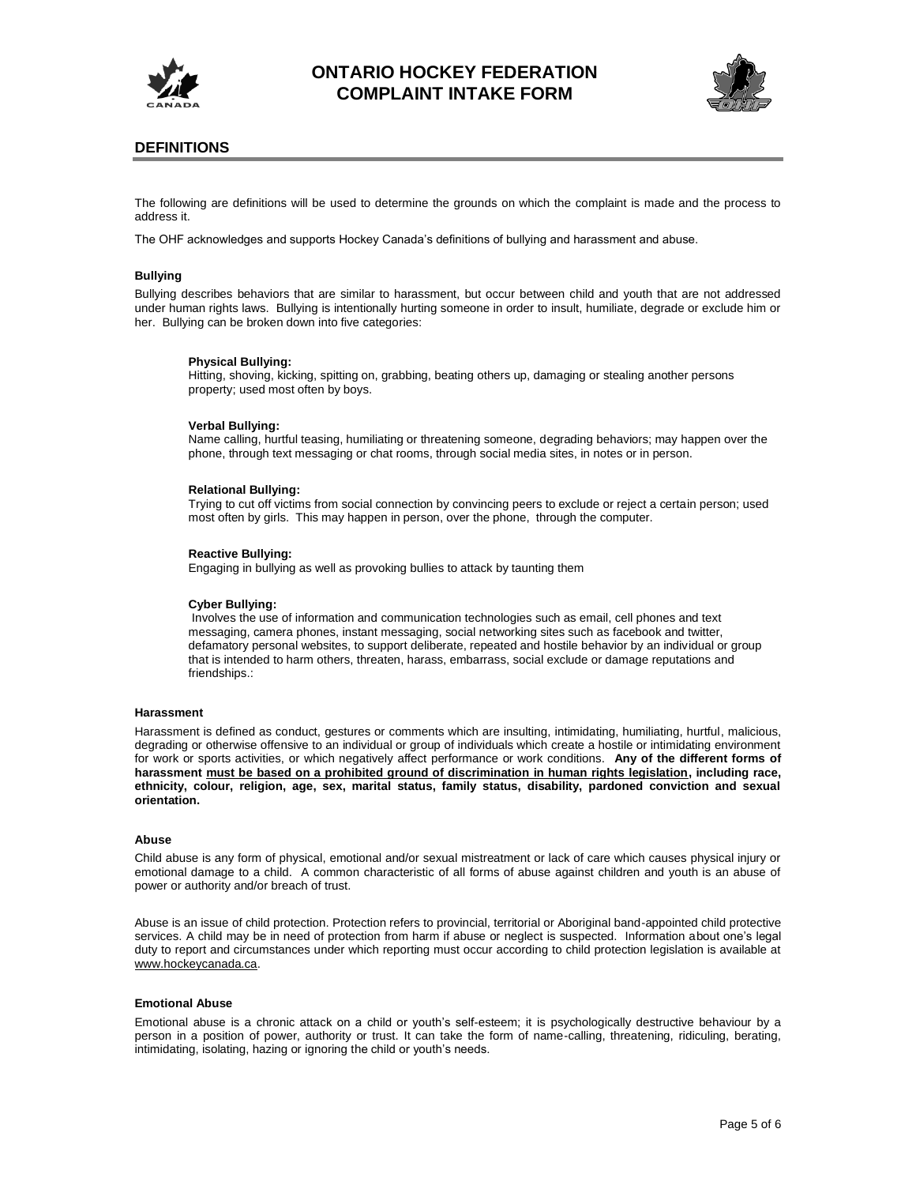# ONTARIO HOCKEY FEDERATION COMPLAINT INTAKE FORM

## DEFINITIONS

The following are definitions will be used to determine the grounds on which the complaint is made and the process to address it.

The OHF acknowledges and supports Hockey Canada's definitions of bullying and harassment and abuse.

### Bullying

Bullying describes behaviors that are similar to harassment, but occur between child and youth that are not addressed under human rights laws. Bullying is intentionally hurting someone in order to insult, humiliate, degrade or exclude him or her. Bullying can be broken down into five categories:

**Physical Bullying:**
Hitting, shoving, kicking, spitting on, grabbing, beating others up, damaging or stealing another persons property; used most often by boys.

**Verbal Bullying:**
Name calling, hurtful teasing, humiliating or threatening someone, degrading behaviors; may happen over the phone, through text messaging or chat rooms, through social media sites, in notes or in person.

**Relational Bullying:**
Trying to cut off victims from social connection by convincing peers to exclude or reject a certain person; used most often by girls. This may happen in person, over the phone, through the computer.

**Reactive Bullying:**
Engaging in bullying as well as provoking bullies to attack by taunting them

**Cyber Bullying:**
Involves the use of information and communication technologies such as email, cell phones and text messaging, camera phones, instant messaging, social networking sites such as facebook and twitter, defamatory personal websites, to support deliberate, repeated and hostile behavior by an individual or group that is intended to harm others, threaten, harass, embarrass, social exclude or damage reputations and friendships.:

### Harassment

Harassment is defined as conduct, gestures or comments which are insulting, intimidating, humiliating, hurtful, malicious, degrading or otherwise offensive to an individual or group of individuals which create a hostile or intimidating environment for work or sports activities, or which negatively affect performance or work conditions. **Any of the different forms of harassment <u>must be based on a prohibited ground of discrimination in human rights legislation</u>, including race, ethnicity, colour, religion, age, sex, marital status, family status, disability, pardoned conviction and sexual orientation.**

### Abuse

Child abuse is any form of physical, emotional and/or sexual mistreatment or lack of care which causes physical injury or emotional damage to a child. A common characteristic of all forms of abuse against children and youth is an abuse of power or authority and/or breach of trust.

Abuse is an issue of child protection. Protection refers to provincial, territorial or Aboriginal band-appointed child protective services. A child may be in need of protection from harm if abuse or neglect is suspected. Information about one's legal duty to report and circumstances under which reporting must occur according to child protection legislation is available at www.hockeycanada.ca.

### Emotional Abuse

Emotional abuse is a chronic attack on a child or youth's self-esteem; it is psychologically destructive behaviour by a person in a position of power, authority or trust. It can take the form of name-calling, threatening, ridiculing, berating, intimidating, isolating, hazing or ignoring the child or youth's needs.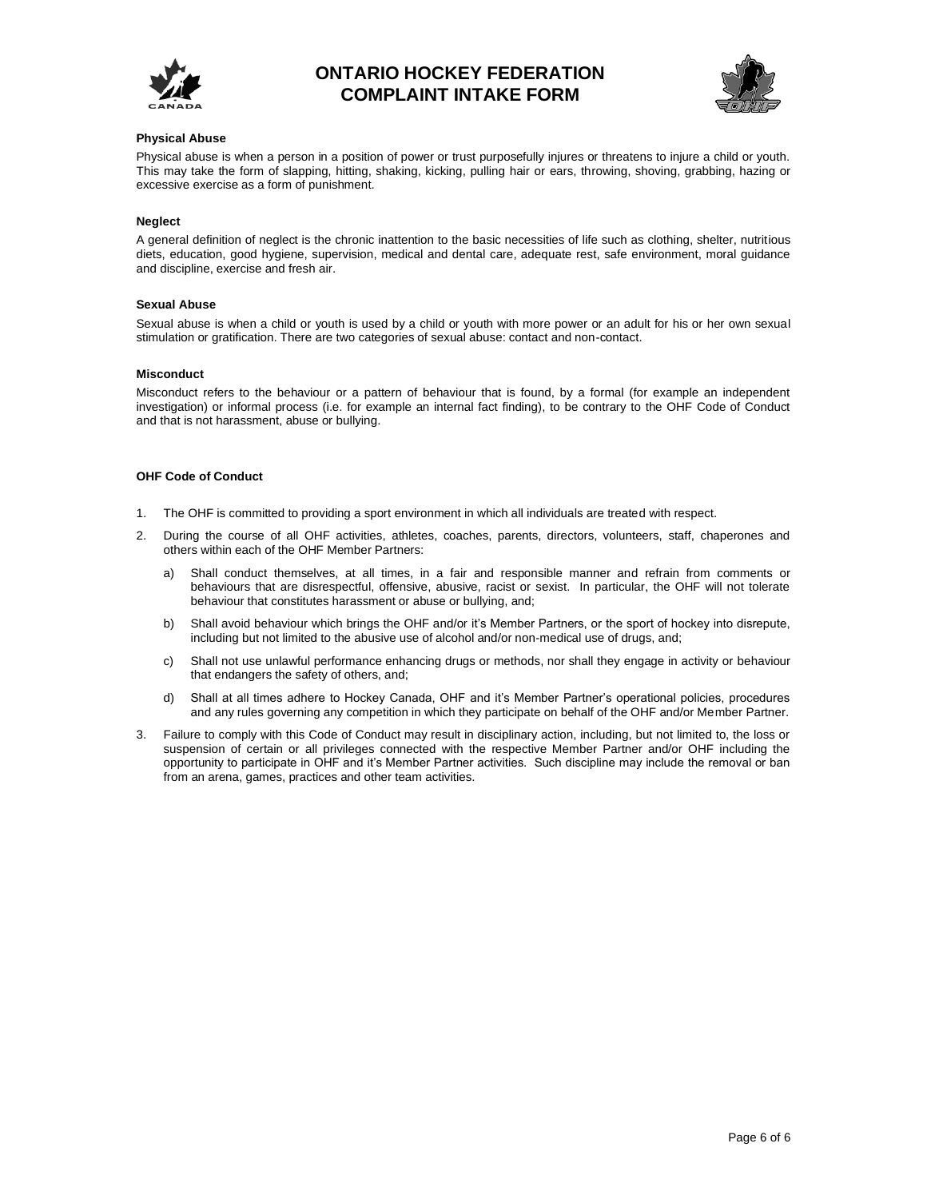### Physical Abuse

Physical abuse is when a person in a position of power or trust purposefully injures or threatens to injure a child or youth. This may take the form of slapping, hitting, shaking, kicking, pulling hair or ears, throwing, shoving, grabbing, hazing or excessive exercise as a form of punishment.

### Neglect

A general definition of neglect is the chronic inattention to the basic necessities of life such as clothing, shelter, nutritious diets, education, good hygiene, supervision, medical and dental care, adequate rest, safe environment, moral guidance and discipline, exercise and fresh air.

### Sexual Abuse

Sexual abuse is when a child or youth is used by a child or youth with more power or an adult for his or her own sexual stimulation or gratification. There are two categories of sexual abuse: contact and non-contact.

### Misconduct

Misconduct refers to the behaviour or a pattern of behaviour that is found, by a formal (for example an independent investigation) or informal process (i.e. for example an internal fact finding), to be contrary to the OHF Code of Conduct and that is not harassment, abuse or bullying.

### OHF Code of Conduct

1. The OHF is committed to providing a sport environment in which all individuals are treated with respect.
2. During the course of all OHF activities, athletes, coaches, parents, directors, volunteers, staff, chaperones and others within each of the OHF Member Partners:
   a) Shall conduct themselves, at all times, in a fair and responsible manner and refrain from comments or behaviours that are disrespectful, offensive, abusive, racist or sexist. In particular, the OHF will not tolerate behaviour that constitutes harassment or abuse or bullying, and;
   b) Shall avoid behaviour which brings the OHF and/or it's Member Partners, or the sport of hockey into disrepute, including but not limited to the abusive use of alcohol and/or non-medical use of drugs, and;
   c) Shall not use unlawful performance enhancing drugs or methods, nor shall they engage in activity or behaviour that endangers the safety of others, and;
   d) Shall at all times adhere to Hockey Canada, OHF and it's Member Partner's operational policies, procedures and any rules governing any competition in which they participate on behalf of the OHF and/or Member Partner.
3. Failure to comply with this Code of Conduct may result in disciplinary action, including, but not limited to, the loss or suspension of certain or all privileges connected with the respective Member Partner and/or OHF including the opportunity to participate in OHF and it's Member Partner activities. Such discipline may include the removal or ban from an arena, games, practices and other team activities.